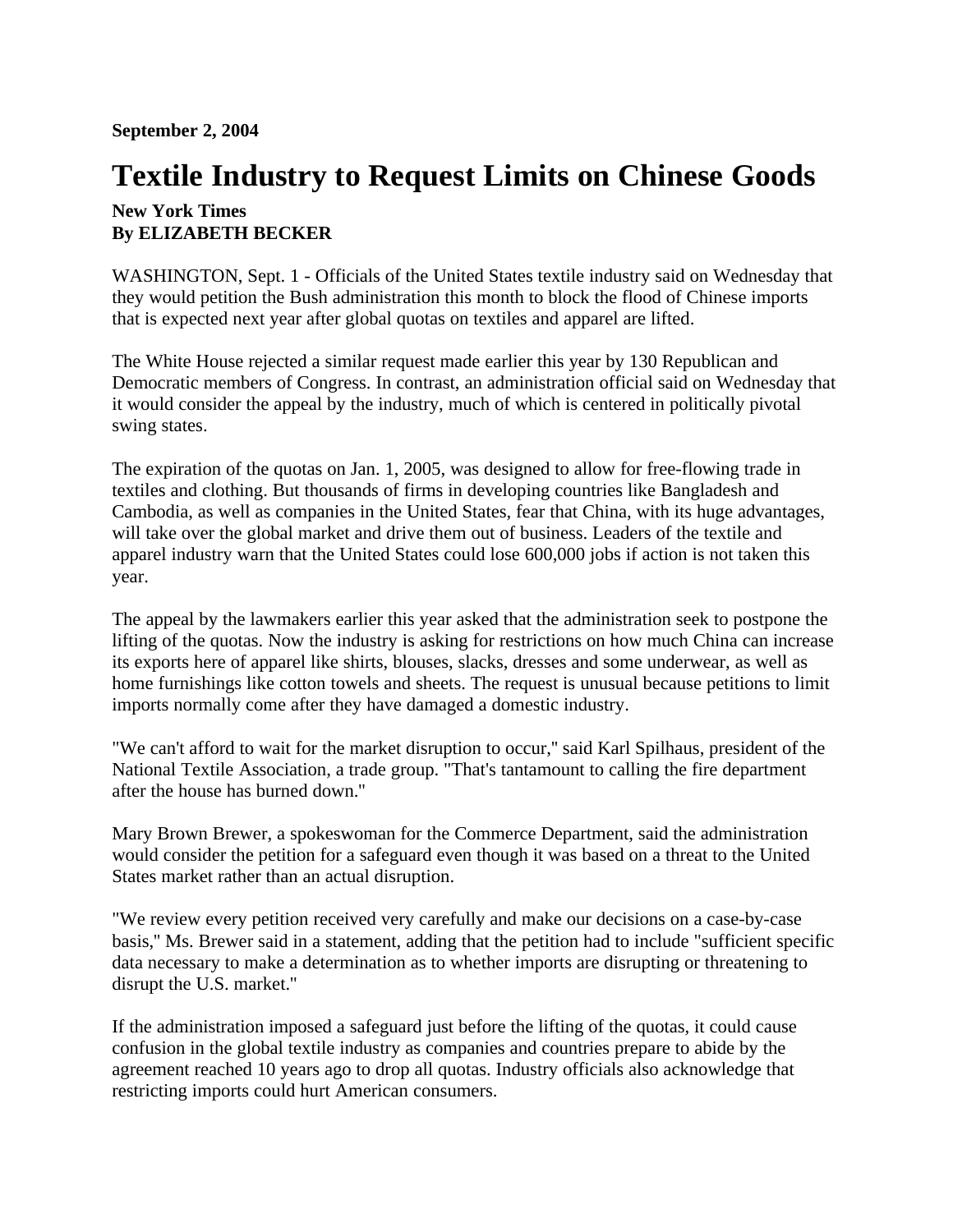**September 2, 2004**

# Textile Industry to Request Limits on Chinese Goods

**New York Times**
**By ELIZABETH BECKER**

WASHINGTON, Sept. 1 - Officials of the United States textile industry said on Wednesday that they would petition the Bush administration this month to block the flood of Chinese imports that is expected next year after global quotas on textiles and apparel are lifted.

The White House rejected a similar request made earlier this year by 130 Republican and Democratic members of Congress. In contrast, an administration official said on Wednesday that it would consider the appeal by the industry, much of which is centered in politically pivotal swing states.

The expiration of the quotas on Jan. 1, 2005, was designed to allow for free-flowing trade in textiles and clothing. But thousands of firms in developing countries like Bangladesh and Cambodia, as well as companies in the United States, fear that China, with its huge advantages, will take over the global market and drive them out of business. Leaders of the textile and apparel industry warn that the United States could lose 600,000 jobs if action is not taken this year.

The appeal by the lawmakers earlier this year asked that the administration seek to postpone the lifting of the quotas. Now the industry is asking for restrictions on how much China can increase its exports here of apparel like shirts, blouses, slacks, dresses and some underwear, as well as home furnishings like cotton towels and sheets. The request is unusual because petitions to limit imports normally come after they have damaged a domestic industry.

"We can't afford to wait for the market disruption to occur," said Karl Spilhaus, president of the National Textile Association, a trade group. "That's tantamount to calling the fire department after the house has burned down."

Mary Brown Brewer, a spokeswoman for the Commerce Department, said the administration would consider the petition for a safeguard even though it was based on a threat to the United States market rather than an actual disruption.

"We review every petition received very carefully and make our decisions on a case-by-case basis," Ms. Brewer said in a statement, adding that the petition had to include "sufficient specific data necessary to make a determination as to whether imports are disrupting or threatening to disrupt the U.S. market."

If the administration imposed a safeguard just before the lifting of the quotas, it could cause confusion in the global textile industry as companies and countries prepare to abide by the agreement reached 10 years ago to drop all quotas. Industry officials also acknowledge that restricting imports could hurt American consumers.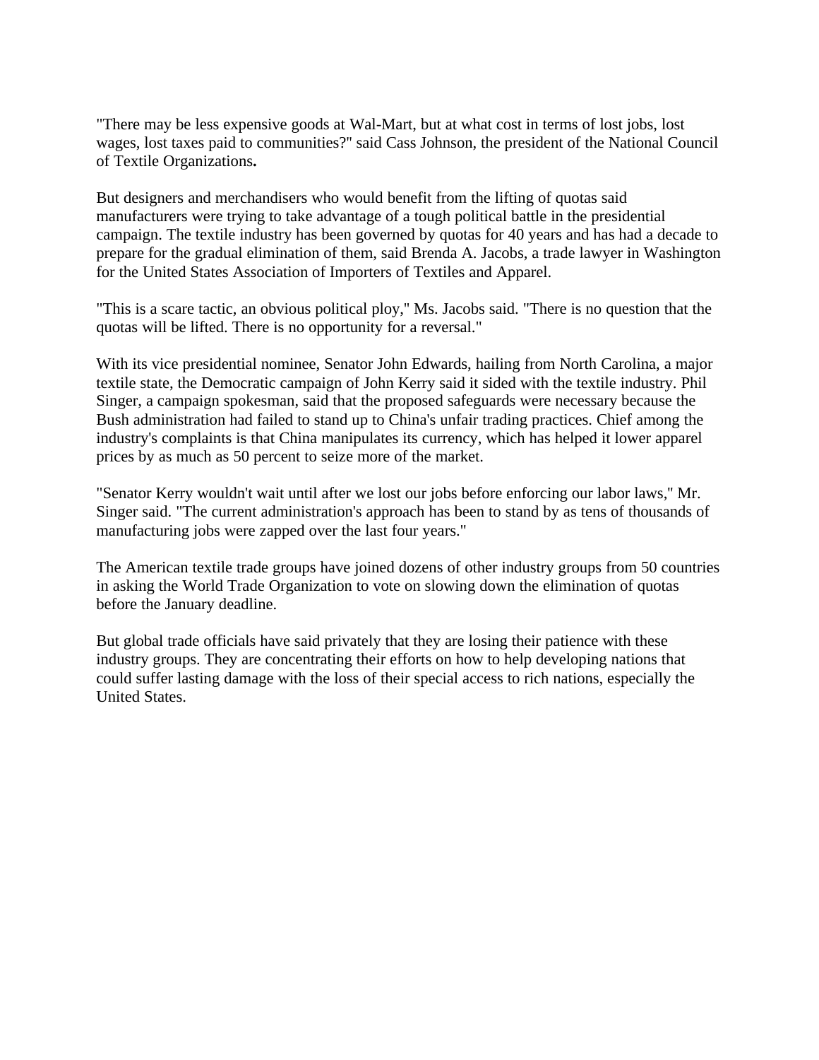"There may be less expensive goods at Wal-Mart, but at what cost in terms of lost jobs, lost wages, lost taxes paid to communities?" said Cass Johnson, the president of the National Council of Textile Organizations**.**

But designers and merchandisers who would benefit from the lifting of quotas said manufacturers were trying to take advantage of a tough political battle in the presidential campaign. The textile industry has been governed by quotas for 40 years and has had a decade to prepare for the gradual elimination of them, said Brenda A. Jacobs, a trade lawyer in Washington for the United States Association of Importers of Textiles and Apparel.

"This is a scare tactic, an obvious political ploy," Ms. Jacobs said. "There is no question that the quotas will be lifted. There is no opportunity for a reversal."

With its vice presidential nominee, Senator John Edwards, hailing from North Carolina, a major textile state, the Democratic campaign of John Kerry said it sided with the textile industry. Phil Singer, a campaign spokesman, said that the proposed safeguards were necessary because the Bush administration had failed to stand up to China's unfair trading practices. Chief among the industry's complaints is that China manipulates its currency, which has helped it lower apparel prices by as much as 50 percent to seize more of the market.

"Senator Kerry wouldn't wait until after we lost our jobs before enforcing our labor laws," Mr. Singer said. "The current administration's approach has been to stand by as tens of thousands of manufacturing jobs were zapped over the last four years."

The American textile trade groups have joined dozens of other industry groups from 50 countries in asking the World Trade Organization to vote on slowing down the elimination of quotas before the January deadline.

But global trade officials have said privately that they are losing their patience with these industry groups. They are concentrating their efforts on how to help developing nations that could suffer lasting damage with the loss of their special access to rich nations, especially the United States.